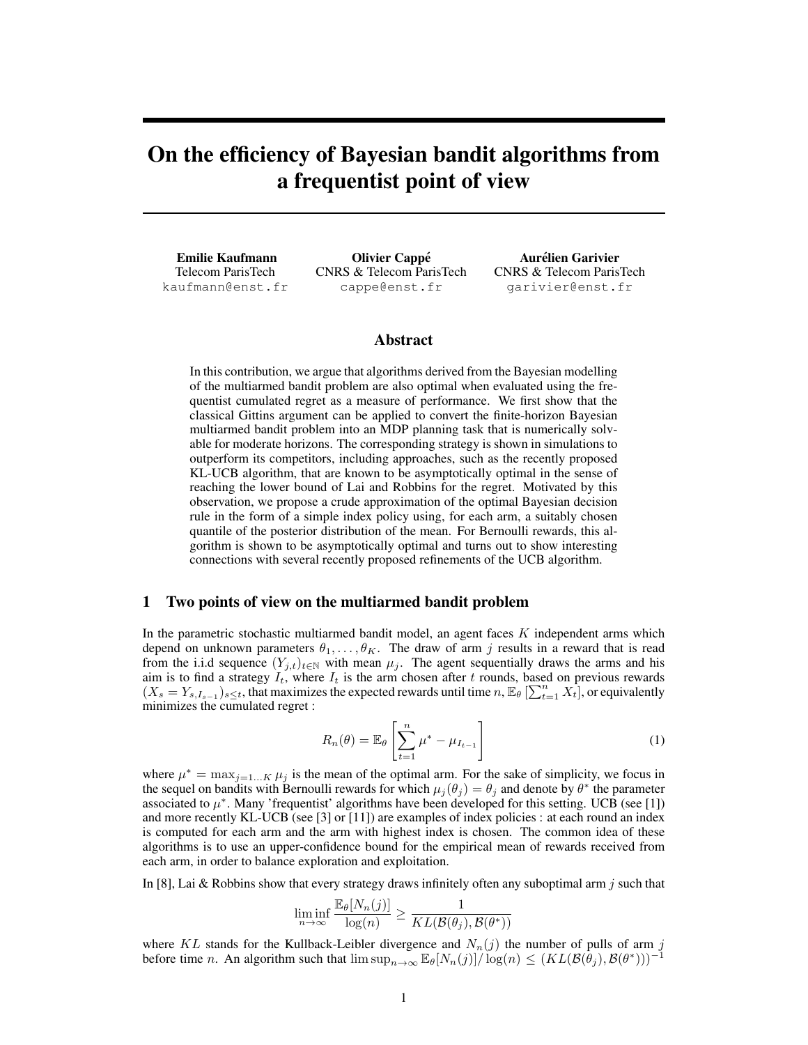# On the efficiency of Bayesian bandit algorithms from a frequentist point of view

**Emilie Kaufmann**
Telecom ParisTech
kaufmann@enst.fr

**Olivier Cappé**
CNRS & Telecom ParisTech
cappe@enst.fr

**Aurélien Garivier**
CNRS & Telecom ParisTech
garivier@enst.fr

## Abstract

In this contribution, we argue that algorithms derived from the Bayesian modelling of the multiarmed bandit problem are also optimal when evaluated using the frequentist cumulated regret as a measure of performance. We first show that the classical Gittins argument can be applied to convert the finite-horizon Bayesian multiarmed bandit problem into an MDP planning task that is numerically solvable for moderate horizons. The corresponding strategy is shown in simulations to outperform its competitors, including approaches, such as the recently proposed KL-UCB algorithm, that are known to be asymptotically optimal in the sense of reaching the lower bound of Lai and Robbins for the regret. Motivated by this observation, we propose a crude approximation of the optimal Bayesian decision rule in the form of a simple index policy using, for each arm, a suitably chosen quantile of the posterior distribution of the mean. For Bernoulli rewards, this algorithm is shown to be asymptotically optimal and turns out to show interesting connections with several recently proposed refinements of the UCB algorithm.

## 1 Two points of view on the multiarmed bandit problem

In the parametric stochastic multiarmed bandit model, an agent faces $K$ independent arms which depend on unknown parameters $\theta_1, \dots, \theta_K$. The draw of arm $j$ results in a reward that is read from the i.i.d sequence $(Y_{j,t})_{t\in\mathbb{N}}$ with mean $\mu_j$. The agent sequentially draws the arms and his aim is to find a strategy $I_t$, where $I_t$ is the arm chosen after $t$ rounds, based on previous rewards $(X_s = Y_{s,I_{s-1}})_{s\leq t}$, that maximizes the expected rewards until time $n$, $\mathbb{E}_\theta\left[\sum_{t=1}^n X_t\right]$, or equivalently minimizes the cumulated regret :

$$R_n(\theta) = \mathbb{E}_\theta\left[\sum_{t=1}^n \mu^* - \mu_{I_{t-1}}\right] \tag{1}$$

where $\mu^* = \max_{j=1\dots K}\mu_j$ is the mean of the optimal arm. For the sake of simplicity, we focus in the sequel on bandits with Bernoulli rewards for which $\mu_j(\theta_j) = \theta_j$ and denote by $\theta^*$ the parameter associated to $\mu^*$. Many 'frequentist' algorithms have been developed for this setting. UCB (see [1]) and more recently KL-UCB (see [3] or [11]) are examples of index policies : at each round an index is computed for each arm and the arm with highest index is chosen. The common idea of these algorithms is to use an upper-confidence bound for the empirical mean of rewards received from each arm, in order to balance exploration and exploitation.

In [8], Lai & Robbins show that every strategy draws infinitely often any suboptimal arm $j$ such that

$$\liminf_{n\to\infty}\frac{\mathbb{E}_\theta[N_n(j)]}{\log(n)} \geq \frac{1}{KL(\mathcal{B}(\theta_j), \mathcal{B}(\theta^*))}$$

where $KL$ stands for the Kullback-Leibler divergence and $N_n(j)$ the number of pulls of arm $j$ before time $n$. An algorithm such that $\limsup_{n\to\infty}\mathbb{E}_\theta[N_n(j)]/\log(n) \leq (KL(\mathcal{B}(\theta_j), \mathcal{B}(\theta^*)))^{-1}$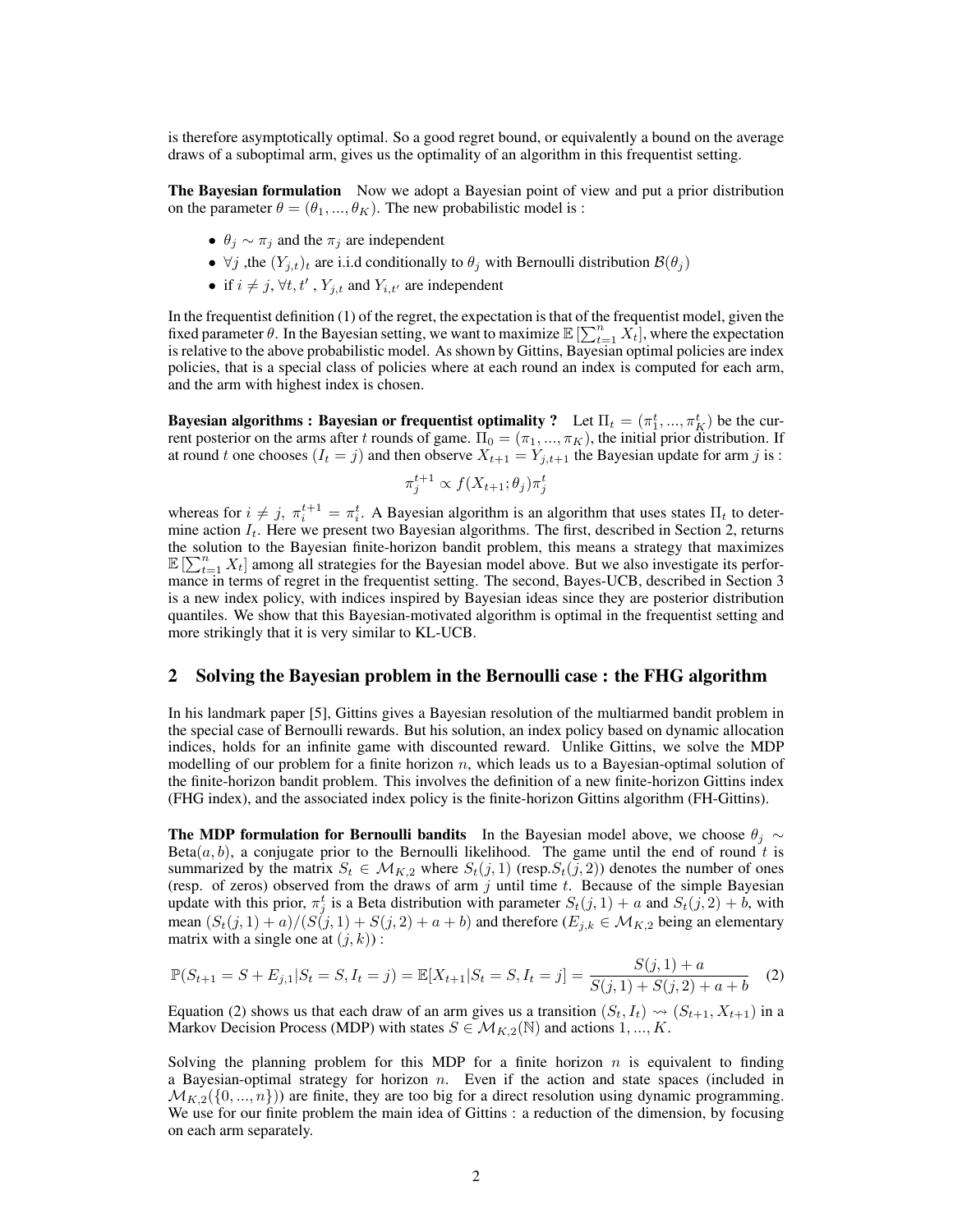is therefore asymptotically optimal. So a good regret bound, or equivalently a bound on the average draws of a suboptimal arm, gives us the optimality of an algorithm in this frequentist setting.

**The Bayesian formulation** Now we adopt a Bayesian point of view and put a prior distribution on the parameter $\theta = (\theta_1, ..., \theta_K)$. The new probabilistic model is :

- $\theta_j \sim \pi_j$ and the $\pi_j$ are independent
- $\forall j$ ,the $(Y_{j,t})_t$ are i.i.d conditionally to $\theta_j$ with Bernoulli distribution $\mathcal{B}(\theta_j)$
- if $i \neq j$, $\forall t, t'$ , $Y_{j,t}$ and $Y_{i,t'}$ are independent

In the frequentist definition (1) of the regret, the expectation is that of the frequentist model, given the fixed parameter $\theta$. In the Bayesian setting, we want to maximize $\mathbb{E}\left[\sum_{t=1}^{n} X_t\right]$, where the expectation is relative to the above probabilistic model. As shown by Gittins, Bayesian optimal policies are index policies, that is a special class of policies where at each round an index is computed for each arm, and the arm with highest index is chosen.

**Bayesian algorithms : Bayesian or frequentist optimality ?** Let $\Pi_t = (\pi_1^t, ..., \pi_K^t)$ be the current posterior on the arms after $t$ rounds of game. $\Pi_0 = (\pi_1, ..., \pi_K)$, the initial prior distribution. If at round $t$ one chooses $(I_t = j)$ and then observe $X_{t+1} = Y_{j,t+1}$ the Bayesian update for arm $j$ is :

$$\pi_j^{t+1} \propto f(X_{t+1}; \theta_j)\pi_j^t$$

whereas for $i \neq j$, $\pi_i^{t+1} = \pi_i^t$. A Bayesian algorithm is an algorithm that uses states $\Pi_t$ to determine action $I_t$. Here we present two Bayesian algorithms. The first, described in Section 2, returns the solution to the Bayesian finite-horizon bandit problem, this means a strategy that maximizes $\mathbb{E}\left[\sum_{t=1}^{n} X_t\right]$ among all strategies for the Bayesian model above. But we also investigate its performance in terms of regret in the frequentist setting. The second, Bayes-UCB, described in Section 3 is a new index policy, with indices inspired by Bayesian ideas since they are posterior distribution quantiles. We show that this Bayesian-motivated algorithm is optimal in the frequentist setting and more strikingly that it is very similar to KL-UCB.

## 2 Solving the Bayesian problem in the Bernoulli case : the FHG algorithm

In his landmark paper [5], Gittins gives a Bayesian resolution of the multiarmed bandit problem in the special case of Bernoulli rewards. But his solution, an index policy based on dynamic allocation indices, holds for an infinite game with discounted reward. Unlike Gittins, we solve the MDP modelling of our problem for a finite horizon $n$, which leads us to a Bayesian-optimal solution of the finite-horizon bandit problem. This involves the definition of a new finite-horizon Gittins index (FHG index), and the associated index policy is the finite-horizon Gittins algorithm (FH-Gittins).

**The MDP formulation for Bernoulli bandits** In the Bayesian model above, we choose $\theta_j \sim \text{Beta}(a, b)$, a conjugate prior to the Bernoulli likelihood. The game until the end of round $t$ is summarized by the matrix $S_t \in \mathcal{M}_{K,2}$ where $S_t(j, 1)$ (resp.$S_t(j, 2)$) denotes the number of ones (resp. of zeros) observed from the draws of arm $j$ until time $t$. Because of the simple Bayesian update with this prior, $\pi_j^t$ is a Beta distribution with parameter $S_t(j, 1) + a$ and $S_t(j, 2) + b$, with mean $(S_t(j, 1) + a)/(S(j, 1) + S(j, 2) + a + b)$ and therefore ($E_{j,k} \in \mathcal{M}_{K,2}$ being an elementary matrix with a single one at $(j, k)$) :

$$\mathbb{P}(S_{t+1} = S + E_{j,1}|S_t = S, I_t = j) = \mathbb{E}[X_{t+1}|S_t = S, I_t = j] = \frac{S(j, 1) + a}{S(j, 1) + S(j, 2) + a + b} \quad (2)$$

Equation (2) shows us that each draw of an arm gives us a transition $(S_t, I_t) \rightsquigarrow (S_{t+1}, X_{t+1})$ in a Markov Decision Process (MDP) with states $S \in \mathcal{M}_{K,2}(\mathbb{N})$ and actions $1, ..., K$.

Solving the planning problem for this MDP for a finite horizon $n$ is equivalent to finding a Bayesian-optimal strategy for horizon $n$. Even if the action and state spaces (included in $\mathcal{M}_{K,2}(\{0, ..., n\})$) are finite, they are too big for a direct resolution using dynamic programming. We use for our finite problem the main idea of Gittins : a reduction of the dimension, by focusing on each arm separately.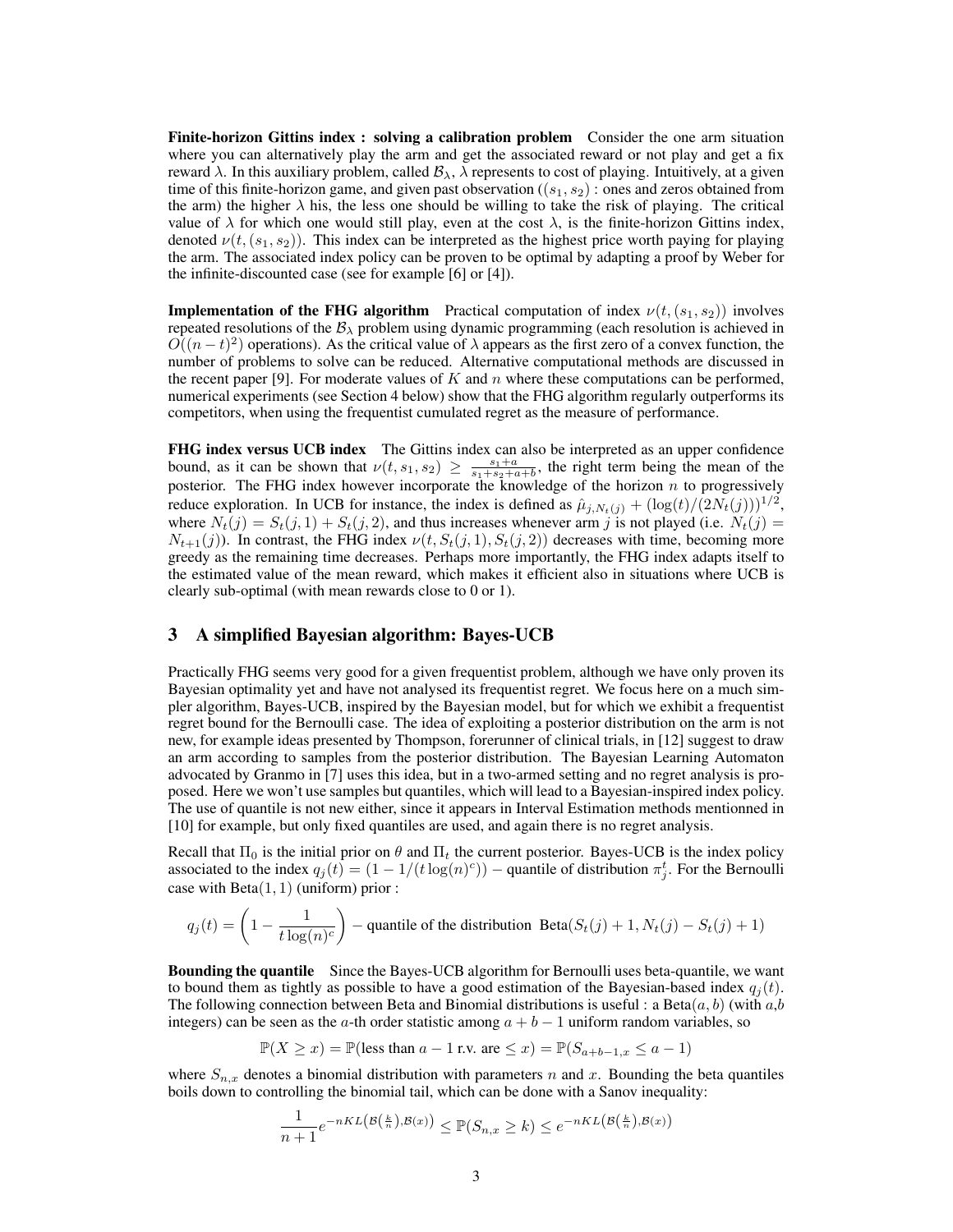**Finite-horizon Gittins index : solving a calibration problem** Consider the one arm situation where you can alternatively play the arm and get the associated reward or not play and get a fix reward $\lambda$. In this auxiliary problem, called $\mathcal{B}_\lambda$, $\lambda$ represents to cost of playing. Intuitively, at a given time of this finite-horizon game, and given past observation ($(s_1, s_2)$ : ones and zeros obtained from the arm) the higher $\lambda$ his, the less one should be willing to take the risk of playing. The critical value of $\lambda$ for which one would still play, even at the cost $\lambda$, is the finite-horizon Gittins index, denoted $\nu(t, (s_1, s_2))$. This index can be interpreted as the highest price worth paying for playing the arm. The associated index policy can be proven to be optimal by adapting a proof by Weber for the infinite-discounted case (see for example [6] or [4]).

**Implementation of the FHG algorithm** Practical computation of index $\nu(t, (s_1, s_2))$ involves repeated resolutions of the $\mathcal{B}_\lambda$ problem using dynamic programming (each resolution is achieved in $O((n-t)^2)$ operations). As the critical value of $\lambda$ appears as the first zero of a convex function, the number of problems to solve can be reduced. Alternative computational methods are discussed in the recent paper [9]. For moderate values of $K$ and $n$ where these computations can be performed, numerical experiments (see Section 4 below) show that the FHG algorithm regularly outperforms its competitors, when using the frequentist cumulated regret as the measure of performance.

**FHG index versus UCB index** The Gittins index can also be interpreted as an upper confidence bound, as it can be shown that $\nu(t, s_1, s_2) \geq \frac{s_1+a}{s_1+s_2+a+b}$, the right term being the mean of the posterior. The FHG index however incorporate the knowledge of the horizon $n$ to progressively reduce exploration. In UCB for instance, the index is defined as $\hat{\mu}_{j,N_t(j)} + (\log(t)/(2N_t(j)))^{1/2}$, where $N_t(j) = S_t(j,1) + S_t(j,2)$, and thus increases whenever arm $j$ is not played (i.e. $N_t(j) = N_{t+1}(j)$). In contrast, the FHG index $\nu(t, S_t(j,1), S_t(j,2))$ decreases with time, becoming more greedy as the remaining time decreases. Perhaps more importantly, the FHG index adapts itself to the estimated value of the mean reward, which makes it efficient also in situations where UCB is clearly sub-optimal (with mean rewards close to 0 or 1).

## 3 A simplified Bayesian algorithm: Bayes-UCB

Practically FHG seems very good for a given frequentist problem, although we have only proven its Bayesian optimality yet and have not analysed its frequentist regret. We focus here on a much simpler algorithm, Bayes-UCB, inspired by the Bayesian model, but for which we exhibit a frequentist regret bound for the Bernoulli case. The idea of exploiting a posterior distribution on the arm is not new, for example ideas presented by Thompson, forerunner of clinical trials, in [12] suggest to draw an arm according to samples from the posterior distribution. The Bayesian Learning Automaton advocated by Granmo in [7] uses this idea, but in a two-armed setting and no regret analysis is proposed. Here we won't use samples but quantiles, which will lead to a Bayesian-inspired index policy. The use of quantile is not new either, since it appears in Interval Estimation methods mentionned in [10] for example, but only fixed quantiles are used, and again there is no regret analysis.

Recall that $\Pi_0$ is the initial prior on $\theta$ and $\Pi_t$ the current posterior. Bayes-UCB is the index policy associated to the index $q_j(t) = (1 - 1/(t\log(n)^c))$ – quantile of distribution $\pi_j^t$. For the Bernoulli case with Beta(1, 1) (uniform) prior :

$$q_j(t) = \left(1 - \frac{1}{t\log(n)^c}\right) - \text{quantile of the distribution } \text{Beta}(S_t(j)+1, N_t(j) - S_t(j) + 1)$$

**Bounding the quantile** Since the Bayes-UCB algorithm for Bernoulli uses beta-quantile, we want to bound them as tightly as possible to have a good estimation of the Bayesian-based index $q_j(t)$. The following connection between Beta and Binomial distributions is useful : a Beta$(a, b)$ (with $a$,$b$ integers) can be seen as the $a$-th order statistic among $a + b - 1$ uniform random variables, so

$$\mathbb{P}(X \geq x) = \mathbb{P}(\text{less than } a-1 \text{ r.v. are} \leq x) = \mathbb{P}(S_{a+b-1,x} \leq a-1)$$

where $S_{n,x}$ denotes a binomial distribution with parameters $n$ and $x$. Bounding the beta quantiles boils down to controlling the binomial tail, which can be done with a Sanov inequality:

$$\frac{1}{n+1} e^{-nKL\left(\mathcal{B}\left(\frac{k}{n}\right), \mathcal{B}(x)\right)} \leq \mathbb{P}(S_{n,x} \geq k) \leq e^{-nKL\left(\mathcal{B}\left(\frac{k}{n}\right), \mathcal{B}(x)\right)}$$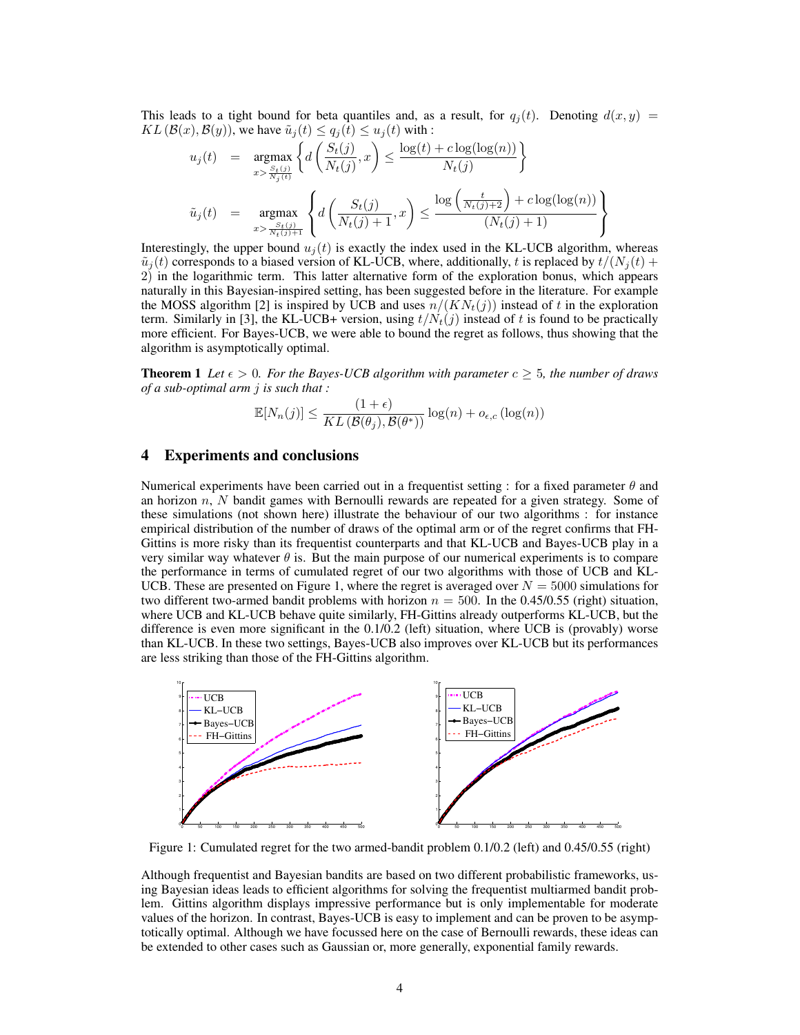This leads to a tight bound for beta quantiles and, as a result, for $q_j(t)$. Denoting $d(x, y) = KL(\mathcal{B}(x), \mathcal{B}(y))$, we have $\tilde{u}_j(t) \leq q_j(t) \leq u_j(t)$ with :

$$
\begin{aligned}
u_j(t) &= \underset{x > \frac{S_t(j)}{N_j(t)}}{\operatorname{argmax}} \left\{ d\left(\frac{S_t(j)}{N_t(j)}, x\right) \leq \frac{\log(t) + c\log(\log(n))}{N_t(j)} \right\} \\
\tilde{u}_j(t) &= \underset{x > \frac{S_t(j)}{N_t(j)+1}}{\operatorname{argmax}} \left\{ d\left(\frac{S_t(j)}{N_t(j)+1}, x\right) \leq \frac{\log\left(\frac{t}{N_t(j)+2}\right) + c\log(\log(n))}{(N_t(j)+1)} \right\}
\end{aligned}
$$

Interestingly, the upper bound $u_j(t)$ is exactly the index used in the KL-UCB algorithm, whereas $\tilde{u}_j(t)$ corresponds to a biased version of KL-UCB, where, additionally, $t$ is replaced by $t/(N_j(t) + 2)$ in the logarithmic term. This latter alternative form of the exploration bonus, which appears naturally in this Bayesian-inspired setting, has been suggested before in the literature. For example the MOSS algorithm [2] is inspired by UCB and uses $n/(KN_t(j))$ instead of $t$ in the exploration term. Similarly in [3], the KL-UCB+ version, using $t/N_t(j)$ instead of $t$ is found to be practically more efficient. For Bayes-UCB, we were able to bound the regret as follows, thus showing that the algorithm is asymptotically optimal.

**Theorem 1** *Let $\epsilon > 0$. For the Bayes-UCB algorithm with parameter $c \geq 5$, the number of draws of a sub-optimal arm $j$ is such that :*

$$\mathbb{E}[N_n(j)] \leq \frac{(1+\epsilon)}{KL(\mathcal{B}(\theta_j), \mathcal{B}(\theta^*))} \log(n) + o_{\epsilon,c}(\log(n))$$

## 4 Experiments and conclusions

Numerical experiments have been carried out in a frequentist setting : for a fixed parameter $\theta$ and an horizon $n$, $N$ bandit games with Bernoulli rewards are repeated for a given strategy. Some of these simulations (not shown here) illustrate the behaviour of our two algorithms : for instance empirical distribution of the number of draws of the optimal arm or of the regret confirms that FH-Gittins is more risky than its frequentist counterparts and that KL-UCB and Bayes-UCB play in a very similar way whatever $\theta$ is. But the main purpose of our numerical experiments is to compare the performance in terms of cumulated regret of our two algorithms with those of UCB and KL-UCB. These are presented on Figure 1, where the regret is averaged over $N = 5000$ simulations for two different two-armed bandit problems with horizon $n = 500$. In the 0.45/0.55 (right) situation, where UCB and KL-UCB behave quite similarly, FH-Gittins already outperforms KL-UCB, but the difference is even more significant in the 0.1/0.2 (left) situation, where UCB is (provably) worse than KL-UCB. In these two settings, Bayes-UCB also improves over KL-UCB but its performances are less striking than those of the FH-Gittins algorithm.

Figure 1: Cumulated regret for the two armed-bandit problem 0.1/0.2 (left) and 0.45/0.55 (right)

Although frequentist and Bayesian bandits are based on two different probabilistic frameworks, using Bayesian ideas leads to efficient algorithms for solving the frequentist multiarmed bandit problem. Gittins algorithm displays impressive performance but is only implementable for moderate values of the horizon. In contrast, Bayes-UCB is easy to implement and can be proven to be asymptotically optimal. Although we have focussed here on the case of Bernoulli rewards, these ideas can be extended to other cases such as Gaussian or, more generally, exponential family rewards.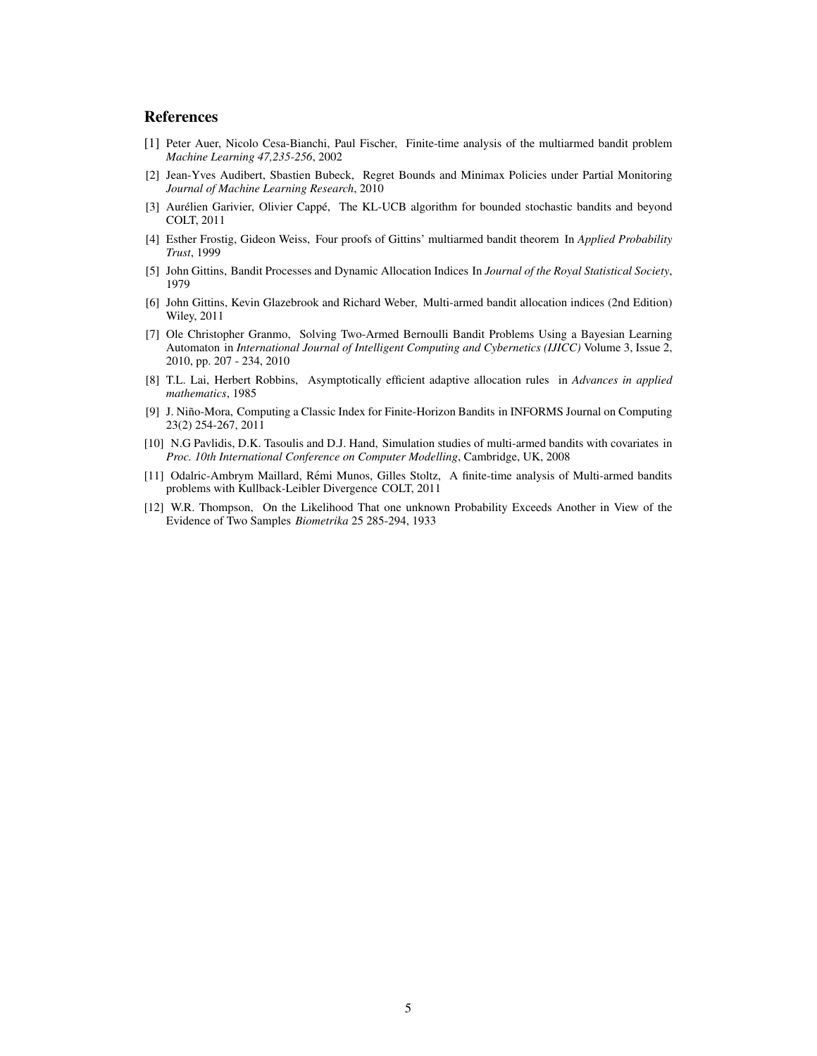## References

[1] Peter Auer, Nicolo Cesa-Bianchi, Paul Fischer, Finite-time analysis of the multiarmed bandit problem *Machine Learning 47,235-256*, 2002

[2] Jean-Yves Audibert, Sbastien Bubeck, Regret Bounds and Minimax Policies under Partial Monitoring *Journal of Machine Learning Research*, 2010

[3] Aurélien Garivier, Olivier Cappé, The KL-UCB algorithm for bounded stochastic bandits and beyond COLT, 2011

[4] Esther Frostig, Gideon Weiss, Four proofs of Gittins' multiarmed bandit theorem In *Applied Probability Trust*, 1999

[5] John Gittins, Bandit Processes and Dynamic Allocation Indices In *Journal of the Royal Statistical Society*, 1979

[6] John Gittins, Kevin Glazebrook and Richard Weber, Multi-armed bandit allocation indices (2nd Edition) Wiley, 2011

[7] Ole Christopher Granmo, Solving Two-Armed Bernoulli Bandit Problems Using a Bayesian Learning Automaton in *International Journal of Intelligent Computing and Cybernetics (IJICC)* Volume 3, Issue 2, 2010, pp. 207 - 234, 2010

[8] T.L. Lai, Herbert Robbins, Asymptotically efficient adaptive allocation rules in *Advances in applied mathematics*, 1985

[9] J. Niño-Mora, Computing a Classic Index for Finite-Horizon Bandits in INFORMS Journal on Computing 23(2) 254-267, 2011

[10] N.G Pavlidis, D.K. Tasoulis and D.J. Hand, Simulation studies of multi-armed bandits with covariates in *Proc. 10th International Conference on Computer Modelling*, Cambridge, UK, 2008

[11] Odalric-Ambrym Maillard, Rémi Munos, Gilles Stoltz, A finite-time analysis of Multi-armed bandits problems with Kullback-Leibler Divergence COLT, 2011

[12] W.R. Thompson, On the Likelihood That one unknown Probability Exceeds Another in View of the Evidence of Two Samples *Biometrika* 25 285-294, 1933